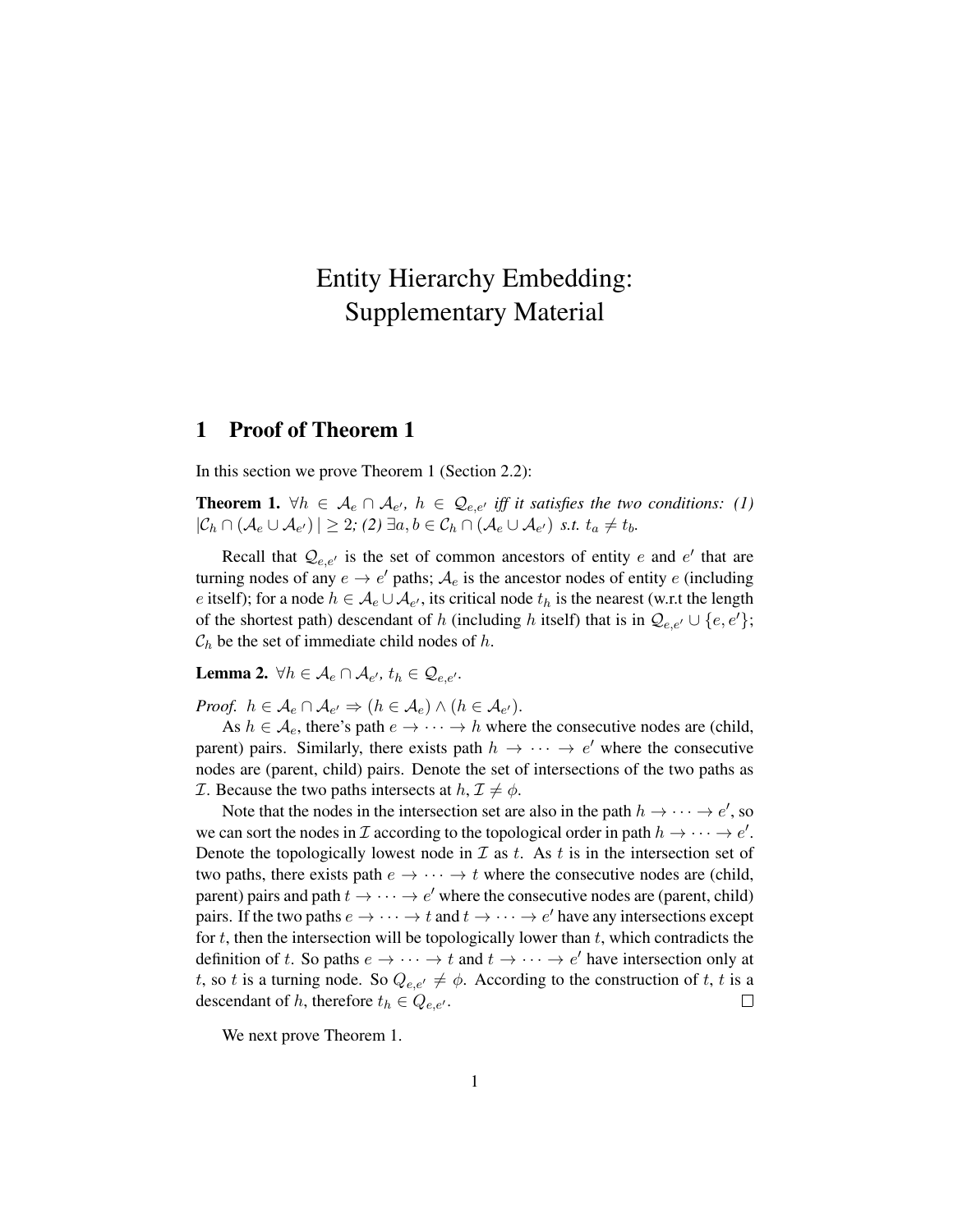# Entity Hierarchy Embedding: Supplementary Material

## 1 Proof of Theorem 1

In this section we prove Theorem 1 (Section 2.2):

**Theorem 1.** *$\forall h \in \mathcal{A}_e \cap \mathcal{A}_{e'}$, $h \in \mathcal{Q}_{e,e'}$ iff it satisfies the two conditions: (1) $|\mathcal{C}_h \cap (\mathcal{A}_e \cup \mathcal{A}_{e'})| \geq 2$; (2) $\exists a, b \in \mathcal{C}_h \cap (\mathcal{A}_e \cup \mathcal{A}_{e'})$ s.t. $t_a \neq t_b$.*

Recall that $\mathcal{Q}_{e,e'}$ is the set of common ancestors of entity $e$ and $e'$ that are turning nodes of any $e \to e'$ paths; $\mathcal{A}_e$ is the ancestor nodes of entity $e$ (including $e$ itself); for a node $h \in \mathcal{A}_e \cup \mathcal{A}_{e'}$, its critical node $t_h$ is the nearest (w.r.t the length of the shortest path) descendant of $h$ (including $h$ itself) that is in $\mathcal{Q}_{e,e'} \cup \{e, e'\}$; $\mathcal{C}_h$ be the set of immediate child nodes of $h$.

**Lemma 2.** *$\forall h \in \mathcal{A}_e \cap \mathcal{A}_{e'}$, $t_h \in \mathcal{Q}_{e,e'}$.*

*Proof.* $h \in \mathcal{A}_e \cap \mathcal{A}_{e'} \Rightarrow (h \in \mathcal{A}_e) \wedge (h \in \mathcal{A}_{e'})$.

As $h \in \mathcal{A}_e$, there's path $e \to \cdots \to h$ where the consecutive nodes are (child, parent) pairs. Similarly, there exists path $h \to \cdots \to e'$ where the consecutive nodes are (parent, child) pairs. Denote the set of intersections of the two paths as $\mathcal{I}$. Because the two paths intersects at $h$, $\mathcal{I} \neq \phi$.

Note that the nodes in the intersection set are also in the path $h \to \cdots \to e'$, so we can sort the nodes in $\mathcal{I}$ according to the topological order in path $h \to \cdots \to e'$. Denote the topologically lowest node in $\mathcal{I}$ as $t$. As $t$ is in the intersection set of two paths, there exists path $e \to \cdots \to t$ where the consecutive nodes are (child, parent) pairs and path $t \to \cdots \to e'$ where the consecutive nodes are (parent, child) pairs. If the two paths $e \to \cdots \to t$ and $t \to \cdots \to e'$ have any intersections except for $t$, then the intersection will be topologically lower than $t$, which contradicts the definition of $t$. So paths $e \to \cdots \to t$ and $t \to \cdots \to e'$ have intersection only at $t$, so $t$ is a turning node. So $Q_{e,e'} \neq \phi$. According to the construction of $t$, $t$ is a descendant of $h$, therefore $t_h \in Q_{e,e'}$. $\square$

We next prove Theorem 1.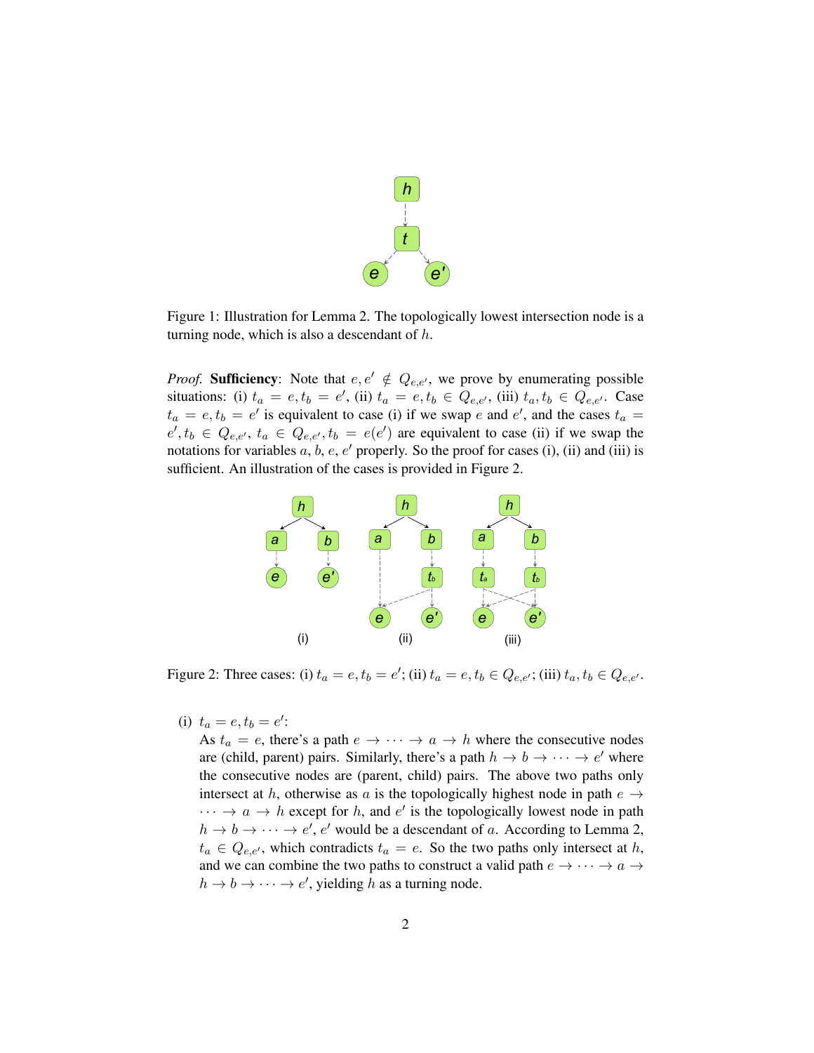Figure 1: Illustration for Lemma 2. The topologically lowest intersection node is a turning node, which is also a descendant of $h$.

*Proof.* **Sufficiency**: Note that $e, e' \notin Q_{e,e'}$, we prove by enumerating possible situations: (i) $t_a = e, t_b = e'$, (ii) $t_a = e, t_b \in Q_{e,e'}$, (iii) $t_a, t_b \in Q_{e,e'}$. Case $t_a = e, t_b = e'$ is equivalent to case (i) if we swap $e$ and $e'$, and the cases $t_a = e', t_b \in Q_{e,e'}$, $t_a \in Q_{e,e'}, t_b = e(e')$ are equivalent to case (ii) if we swap the notations for variables $a$, $b$, $e$, $e'$ properly. So the proof for cases (i), (ii) and (iii) is sufficient. An illustration of the cases is provided in Figure 2.

Figure 2: Three cases: (i) $t_a = e, t_b = e'$; (ii) $t_a = e, t_b \in Q_{e,e'}$; (iii) $t_a, t_b \in Q_{e,e'}$.

(i) $t_a = e, t_b = e'$:
As $t_a = e$, there's a path $e \to \cdots \to a \to h$ where the consecutive nodes are (child, parent) pairs. Similarly, there's a path $h \to b \to \cdots \to e'$ where the consecutive nodes are (parent, child) pairs. The above two paths only intersect at $h$, otherwise as $a$ is the topologically highest node in path $e \to \cdots \to a \to h$ except for $h$, and $e'$ is the topologically lowest node in path $h \to b \to \cdots \to e'$, $e'$ would be a descendant of $a$. According to Lemma 2, $t_a \in Q_{e,e'}$, which contradicts $t_a = e$. So the two paths only intersect at $h$, and we can combine the two paths to construct a valid path $e \to \cdots \to a \to h \to b \to \cdots \to e'$, yielding $h$ as a turning node.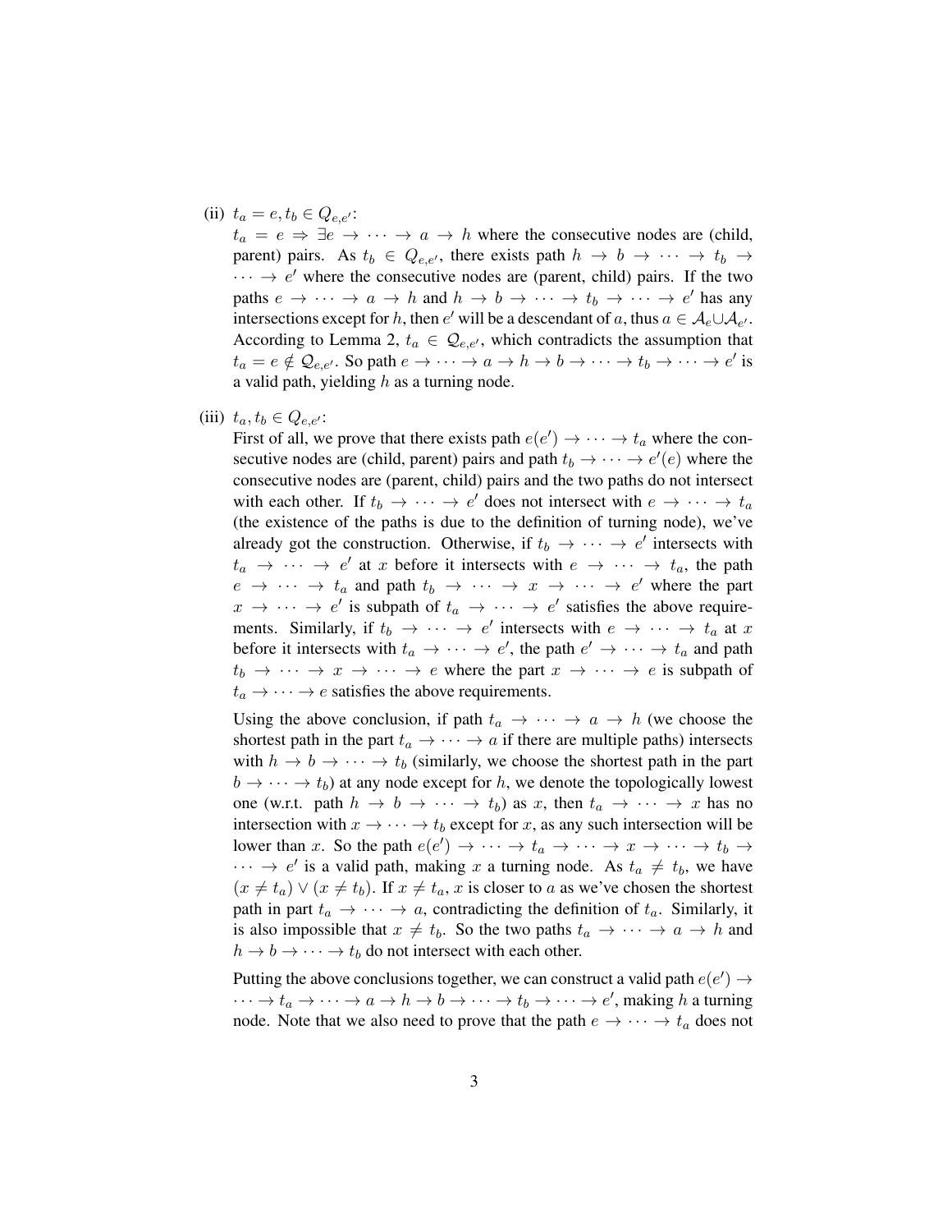(ii) $t_a = e, t_b \in Q_{e,e'}$:

$t_a = e \Rightarrow \exists e \to \cdots \to a \to h$ where the consecutive nodes are (child, parent) pairs. As $t_b \in Q_{e,e'}$, there exists path $h \to b \to \cdots \to t_b \to \cdots \to e'$ where the consecutive nodes are (parent, child) pairs. If the two paths $e \to \cdots \to a \to h$ and $h \to b \to \cdots \to t_b \to \cdots \to e'$ has any intersections except for $h$, then $e'$ will be a descendant of $a$, thus $a \in \mathcal{A}_e \cup \mathcal{A}_{e'}$. According to Lemma 2, $t_a \in \mathcal{Q}_{e,e'}$, which contradicts the assumption that $t_a = e \notin \mathcal{Q}_{e,e'}$. So path $e \to \cdots \to a \to h \to b \to \cdots \to t_b \to \cdots \to e'$ is a valid path, yielding $h$ as a turning node.

(iii) $t_a, t_b \in Q_{e,e'}$:

First of all, we prove that there exists path $e(e') \to \cdots \to t_a$ where the consecutive nodes are (child, parent) pairs and path $t_b \to \cdots \to e'(e)$ where the consecutive nodes are (parent, child) pairs and the two paths do not intersect with each other. If $t_b \to \cdots \to e'$ does not intersect with $e \to \cdots \to t_a$ (the existence of the paths is due to the definition of turning node), we've already got the construction. Otherwise, if $t_b \to \cdots \to e'$ intersects with $t_a \to \cdots \to e'$ at $x$ before it intersects with $e \to \cdots \to t_a$, the path $e \to \cdots \to t_a$ and path $t_b \to \cdots \to x \to \cdots \to e'$ where the part $x \to \cdots \to e'$ is subpath of $t_a \to \cdots \to e'$ satisfies the above requirements. Similarly, if $t_b \to \cdots \to e'$ intersects with $e \to \cdots \to t_a$ at $x$ before it intersects with $t_a \to \cdots \to e'$, the path $e' \to \cdots \to t_a$ and path $t_b \to \cdots \to x \to \cdots \to e$ where the part $x \to \cdots \to e$ is subpath of $t_a \to \cdots \to e$ satisfies the above requirements.

Using the above conclusion, if path $t_a \to \cdots \to a \to h$ (we choose the shortest path in the part $t_a \to \cdots \to a$ if there are multiple paths) intersects with $h \to b \to \cdots \to t_b$ (similarly, we choose the shortest path in the part $b \to \cdots \to t_b$) at any node except for $h$, we denote the topologically lowest one (w.r.t. path $h \to b \to \cdots \to t_b$) as $x$, then $t_a \to \cdots \to x$ has no intersection with $x \to \cdots \to t_b$ except for $x$, as any such intersection will be lower than $x$. So the path $e(e') \to \cdots \to t_a \to \cdots \to x \to \cdots \to t_b \to \cdots \to e'$ is a valid path, making $x$ a turning node. As $t_a \neq t_b$, we have $(x \neq t_a) \vee (x \neq t_b)$. If $x \neq t_a$, $x$ is closer to $a$ as we've chosen the shortest path in part $t_a \to \cdots \to a$, contradicting the definition of $t_a$. Similarly, it is also impossible that $x \neq t_b$. So the two paths $t_a \to \cdots \to a \to h$ and $h \to b \to \cdots \to t_b$ do not intersect with each other.

Putting the above conclusions together, we can construct a valid path $e(e') \to \cdots \to t_a \to \cdots \to a \to h \to b \to \cdots \to t_b \to \cdots \to e'$, making $h$ a turning node. Note that we also need to prove that the path $e \to \cdots \to t_a$ does not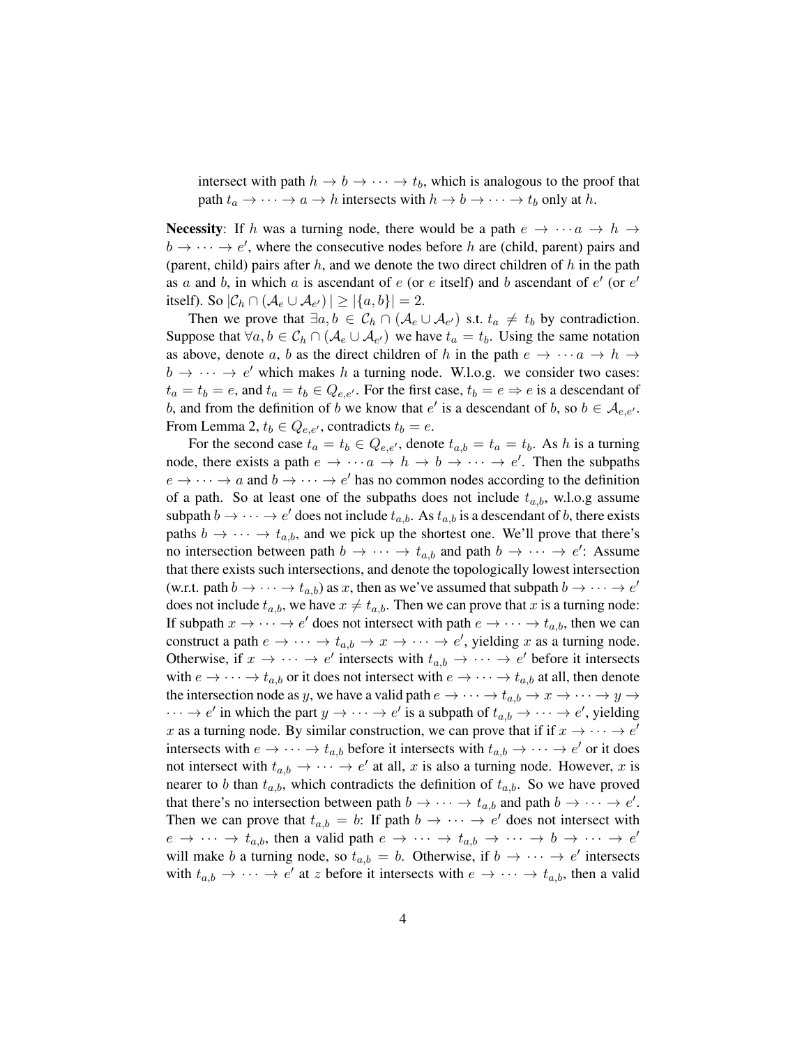intersect with path $h \to b \to \cdots \to t_b$, which is analogous to the proof that path $t_a \to \cdots \to a \to h$ intersects with $h \to b \to \cdots \to t_b$ only at $h$.

**Necessity**: If $h$ was a turning node, there would be a path $e \to \cdots a \to h \to b \to \cdots \to e'$, where the consecutive nodes before $h$ are (child, parent) pairs and (parent, child) pairs after $h$, and we denote the two direct children of $h$ in the path as $a$ and $b$, in which $a$ is ascendant of $e$ (or $e$ itself) and $b$ ascendant of $e'$ (or $e'$ itself). So $|\mathcal{C}_h \cap (\mathcal{A}_e \cup \mathcal{A}_{e'})| \geq |\{a, b\}| = 2$.

Then we prove that $\exists a, b \in \mathcal{C}_h \cap (\mathcal{A}_e \cup \mathcal{A}_{e'})$ s.t. $t_a \neq t_b$ by contradiction. Suppose that $\forall a, b \in \mathcal{C}_h \cap (\mathcal{A}_e \cup \mathcal{A}_{e'})$ we have $t_a = t_b$. Using the same notation as above, denote $a$, $b$ as the direct children of $h$ in the path $e \to \cdots a \to h \to b \to \cdots \to e'$ which makes $h$ a turning node. W.l.o.g. we consider two cases: $t_a = t_b = e$, and $t_a = t_b \in Q_{e,e'}$. For the first case, $t_b = e \Rightarrow e$ is a descendant of $b$, and from the definition of $b$ we know that $e'$ is a descendant of $b$, so $b \in \mathcal{A}_{e,e'}$. From Lemma 2, $t_b \in Q_{e,e'}$, contradicts $t_b = e$.

For the second case $t_a = t_b \in Q_{e,e'}$, denote $t_{a,b} = t_a = t_b$. As $h$ is a turning node, there exists a path $e \to \cdots a \to h \to b \to \cdots \to e'$. Then the subpaths $e \to \cdots \to a$ and $b \to \cdots \to e'$ has no common nodes according to the definition of a path. So at least one of the subpaths does not include $t_{a,b}$, w.l.o.g assume subpath $b \to \cdots \to e'$ does not include $t_{a,b}$. As $t_{a,b}$ is a descendant of $b$, there exists paths $b \to \cdots \to t_{a,b}$, and we pick up the shortest one. We'll prove that there's no intersection between path $b \to \cdots \to t_{a,b}$ and path $b \to \cdots \to e'$: Assume that there exists such intersections, and denote the topologically lowest intersection (w.r.t. path $b \to \cdots \to t_{a,b}$) as $x$, then as we've assumed that subpath $b \to \cdots \to e'$ does not include $t_{a,b}$, we have $x \neq t_{a,b}$. Then we can prove that $x$ is a turning node: If subpath $x \to \cdots \to e'$ does not intersect with path $e \to \cdots \to t_{a,b}$, then we can construct a path $e \to \cdots \to t_{a,b} \to x \to \cdots \to e'$, yielding $x$ as a turning node. Otherwise, if $x \to \cdots \to e'$ intersects with $t_{a,b} \to \cdots \to e'$ before it intersects with $e \to \cdots \to t_{a,b}$ or it does not intersect with $e \to \cdots \to t_{a,b}$ at all, then denote the intersection node as $y$, we have a valid path $e \to \cdots \to t_{a,b} \to x \to \cdots \to y \to \cdots \to e'$ in which the part $y \to \cdots \to e'$ is a subpath of $t_{a,b} \to \cdots \to e'$, yielding $x$ as a turning node. By similar construction, we can prove that if if $x \to \cdots \to e'$ intersects with $e \to \cdots \to t_{a,b}$ before it intersects with $t_{a,b} \to \cdots \to e'$ or it does not intersect with $t_{a,b} \to \cdots \to e'$ at all, $x$ is also a turning node. However, $x$ is nearer to $b$ than $t_{a,b}$, which contradicts the definition of $t_{a,b}$. So we have proved that there's no intersection between path $b \to \cdots \to t_{a,b}$ and path $b \to \cdots \to e'$. Then we can prove that $t_{a,b} = b$: If path $b \to \cdots \to e'$ does not intersect with $e \to \cdots \to t_{a,b}$, then a valid path $e \to \cdots \to t_{a,b} \to \cdots \to b \to \cdots \to e'$ will make $b$ a turning node, so $t_{a,b} = b$. Otherwise, if $b \to \cdots \to e'$ intersects with $t_{a,b} \to \cdots \to e'$ at $z$ before it intersects with $e \to \cdots \to t_{a,b}$, then a valid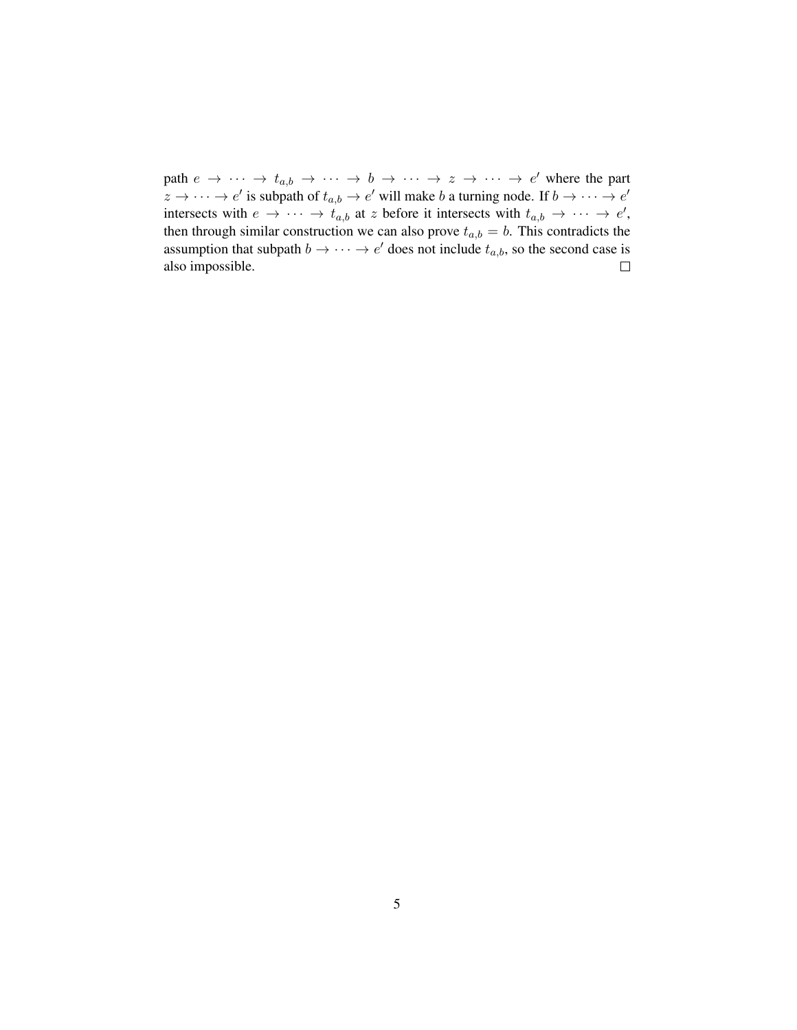path $e \to \cdots \to t_{a,b} \to \cdots \to b \to \cdots \to z \to \cdots \to e'$ where the part $z \to \cdots \to e'$ is subpath of $t_{a,b} \to e'$ will make $b$ a turning node. If $b \to \cdots \to e'$ intersects with $e \to \cdots \to t_{a,b}$ at $z$ before it intersects with $t_{a,b} \to \cdots \to e'$, then through similar construction we can also prove $t_{a,b} = b$. This contradicts the assumption that subpath $b \to \cdots \to e'$ does not include $t_{a,b}$, so the second case is also impossible. $\square$